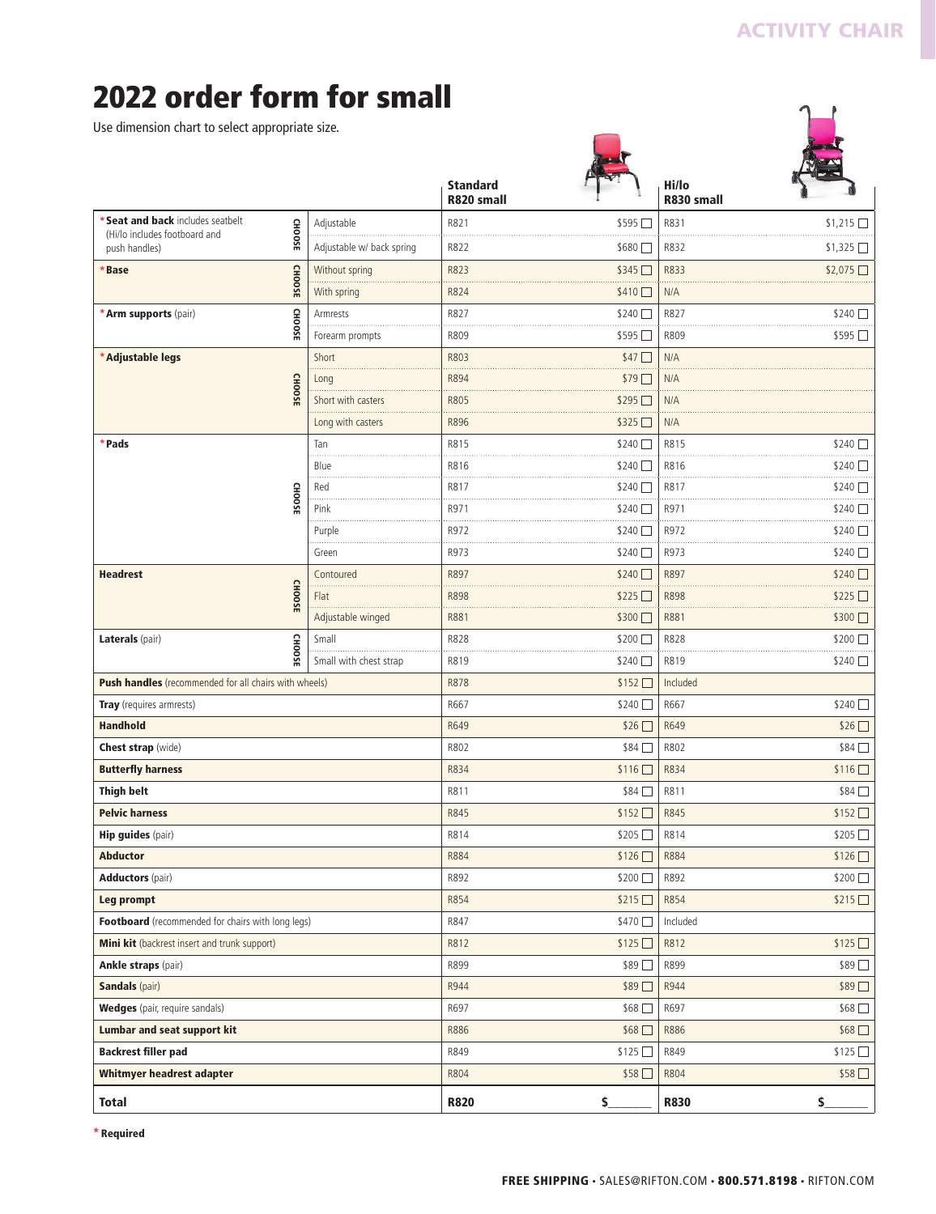# 2022 order form for small

Use dimension chart to select appropriate size.

| | | | Standard R820 small | | Hi/lo R830 small | |
|---|---|---|---|---|---|---|
| *Seat and back includes seatbelt (Hi/lo includes footboard and push handles) | CHOOSE | Adjustable | R821 | $595 ☐ | R831 | $1,215 ☐ |
| | | Adjustable w/ back spring | R822 | $680 ☐ | R832 | $1,325 ☐ |
| *Base | CHOOSE | Without spring | R823 | $345 ☐ | R833 | $2,075 ☐ |
| | | With spring | R824 | $410 ☐ | N/A | |
| *Arm supports (pair) | CHOOSE | Armrests | R827 | $240 ☐ | R827 | $240 ☐ |
| | | Forearm prompts | R809 | $595 ☐ | R809 | $595 ☐ |
| *Adjustable legs | CHOOSE | Short | R803 | $47 ☐ | N/A | |
| | | Long | R894 | $79 ☐ | N/A | |
| | | Short with casters | R805 | $295 ☐ | N/A | |
| | | Long with casters | R896 | $325 ☐ | N/A | |
| *Pads | CHOOSE | Tan | R815 | $240 ☐ | R815 | $240 ☐ |
| | | Blue | R816 | $240 ☐ | R816 | $240 ☐ |
| | | Red | R817 | $240 ☐ | R817 | $240 ☐ |
| | | Pink | R971 | $240 ☐ | R971 | $240 ☐ |
| | | Purple | R972 | $240 ☐ | R972 | $240 ☐ |
| | | Green | R973 | $240 ☐ | R973 | $240 ☐ |
| Headrest | CHOOSE | Contoured | R897 | $240 ☐ | R897 | $240 ☐ |
| | | Flat | R898 | $225 ☐ | R898 | $225 ☐ |
| | | Adjustable winged | R881 | $300 ☐ | R881 | $300 ☐ |
| Laterals (pair) | CHOOSE | Small | R828 | $200 ☐ | R828 | $200 ☐ |
| | | Small with chest strap | R819 | $240 ☐ | R819 | $240 ☐ |
| Push handles (recommended for all chairs with wheels) | | | R878 | $152 ☐ | Included | |
| Tray (requires armrests) | | | R667 | $240 ☐ | R667 | $240 ☐ |
| Handhold | | | R649 | $26 ☐ | R649 | $26 ☐ |
| Chest strap (wide) | | | R802 | $84 ☐ | R802 | $84 ☐ |
| Butterfly harness | | | R834 | $116 ☐ | R834 | $116 ☐ |
| Thigh belt | | | R811 | $84 ☐ | R811 | $84 ☐ |
| Pelvic harness | | | R845 | $152 ☐ | R845 | $152 ☐ |
| Hip guides (pair) | | | R814 | $205 ☐ | R814 | $205 ☐ |
| Abductor | | | R884 | $126 ☐ | R884 | $126 ☐ |
| Adductors (pair) | | | R892 | $200 ☐ | R892 | $200 ☐ |
| Leg prompt | | | R854 | $215 ☐ | R854 | $215 ☐ |
| Footboard (recommended for chairs with long legs) | | | R847 | $470 ☐ | Included | |
| Mini kit (backrest insert and trunk support) | | | R812 | $125 ☐ | R812 | $125 ☐ |
| Ankle straps (pair) | | | R899 | $89 ☐ | R899 | $89 ☐ |
| Sandals (pair) | | | R944 | $89 ☐ | R944 | $89 ☐ |
| Wedges (pair, require sandals) | | | R697 | $68 ☐ | R697 | $68 ☐ |
| Lumbar and seat support kit | | | R886 | $68 ☐ | R886 | $68 ☐ |
| Backrest filler pad | | | R849 | $125 ☐ | R849 | $125 ☐ |
| Whitmyer headrest adapter | | | R804 | $58 ☐ | R804 | $58 ☐ |
| **Total** | | | **R820** | $______ | **R830** | $______ |

\* Required

**FREE SHIPPING** • SALES@RIFTON.COM • **800.571.8198** • RIFTON.COM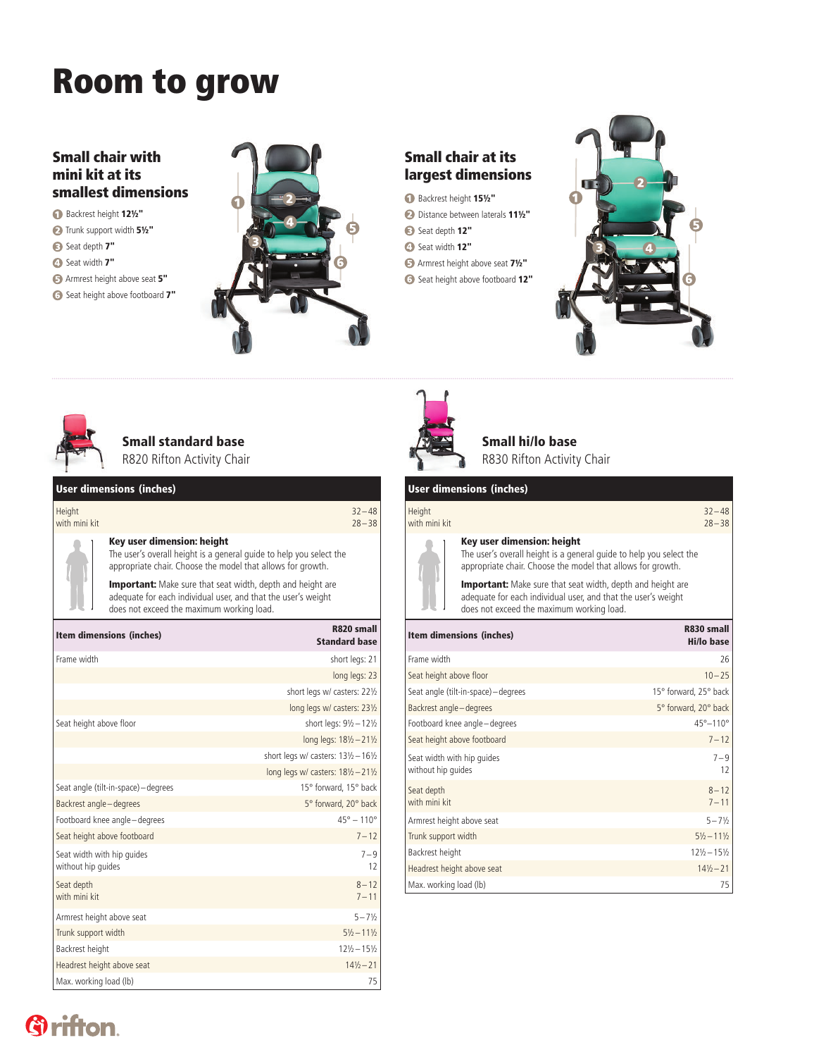# Room to grow

## Small chair with mini kit at its smallest dimensions

1. Backrest height **12½"**
2. Trunk support width **5½"**
3. Seat depth **7"**
4. Seat width **7"**
5. Armrest height above seat **5"**
6. Seat height above footboard **7"**

## Small chair at its largest dimensions

1. Backrest height **15½"**
2. Distance between laterals **11½"**
3. Seat depth **12"**
4. Seat width **12"**
5. Armrest height above seat **7½"**
6. Seat height above footboard **12"**

## Small standard base

R820 Rifton Activity Chair

| User dimensions (inches) | |
|---|---|
| Height | 32 – 48 |
| with mini kit | 28 – 38 |

**Key user dimension: height**
The user's overall height is a general guide to help you select the appropriate chair. Choose the model that allows for growth.

**Important:** Make sure that seat width, depth and height are adequate for each individual user, and that the user's weight does not exceed the maximum working load.

| Item dimensions (inches) | R820 small Standard base |
|---|---|
| Frame width | short legs: 21 |
| | long legs: 23 |
| | short legs w/ casters: 22½ |
| | long legs w/ casters: 23½ |
| Seat height above floor | short legs: 9½ – 12½ |
| | long legs: 18½ – 21½ |
| | short legs w/ casters: 13½ – 16½ |
| | long legs w/ casters: 18½ – 21½ |
| Seat angle (tilt-in-space) – degrees | 15° forward, 15° back |
| Backrest angle – degrees | 5° forward, 20° back |
| Footboard knee angle – degrees | 45° – 110° |
| Seat height above footboard | 7 – 12 |
| Seat width with hip guides | 7 – 9 |
| without hip guides | 12 |
| Seat depth | 8 – 12 |
| with mini kit | 7 – 11 |
| Armrest height above seat | 5 – 7½ |
| Trunk support width | 5½ – 11½ |
| Backrest height | 12½ – 15½ |
| Headrest height above seat | 14½ – 21 |
| Max. working load (lb) | 75 |

## Small hi/lo base

R830 Rifton Activity Chair

| User dimensions (inches) | |
|---|---|
| Height | 32 – 48 |
| with mini kit | 28 – 38 |

**Key user dimension: height**
The user's overall height is a general guide to help you select the appropriate chair. Choose the model that allows for growth.

**Important:** Make sure that seat width, depth and height are adequate for each individual user, and that the user's weight does not exceed the maximum working load.

| Item dimensions (inches) | R830 small Hi/lo base |
|---|---|
| Frame width | 26 |
| Seat height above floor | 10 – 25 |
| Seat angle (tilt-in-space) – degrees | 15° forward, 25° back |
| Backrest angle – degrees | 5° forward, 20° back |
| Footboard knee angle – degrees | 45° – 110° |
| Seat height above footboard | 7 – 12 |
| Seat width with hip guides | 7 – 9 |
| without hip guides | 12 |
| Seat depth | 8 – 12 |
| with mini kit | 7 – 11 |
| Armrest height above seat | 5 – 7½ |
| Trunk support width | 5½ – 11½ |
| Backrest height | 12½ – 15½ |
| Headrest height above seat | 14½ – 21 |
| Max. working load (lb) | 75 |

rifton